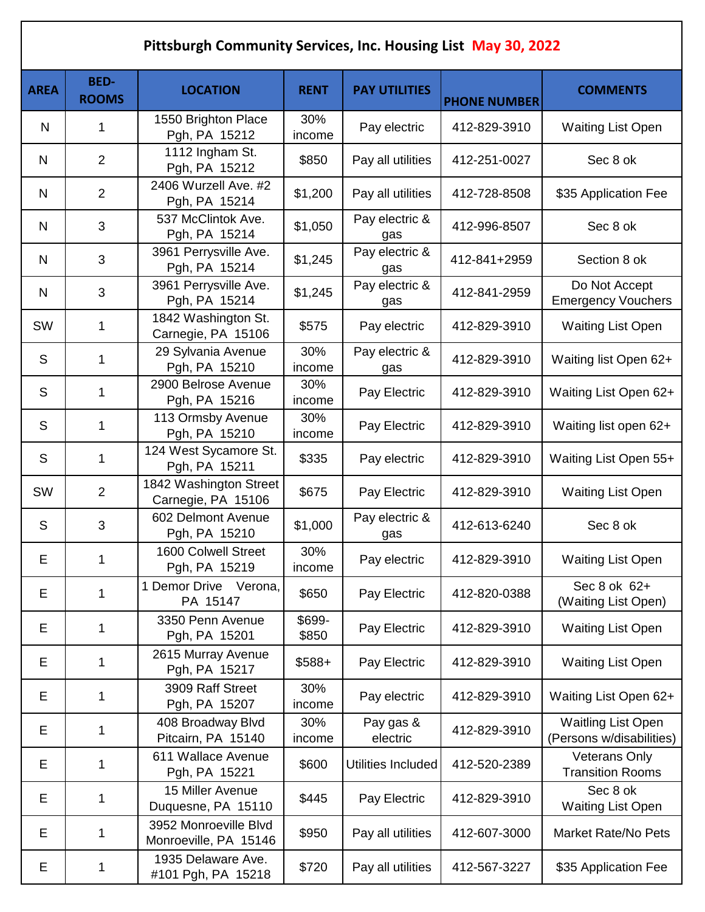# Pittsburgh Community Services, Inc. Housing List May 30, 2022

| AREA | BED-ROOMS | LOCATION | RENT | PAY UTILITIES | PHONE NUMBER | COMMENTS |
|---|---|---|---|---|---|---|
| N | 1 | 1550 Brighton Place Pgh, PA 15212 | 30% income | Pay electric | 412-829-3910 | Waiting List Open |
| N | 2 | 1112 Ingham St. Pgh, PA 15212 | $850 | Pay all utilities | 412-251-0027 | Sec 8 ok |
| N | 2 | 2406 Wurzell Ave. #2 Pgh, PA 15214 | $1,200 | Pay all utilities | 412-728-8508 | $35 Application Fee |
| N | 3 | 537 McClintok Ave. Pgh, PA 15214 | $1,050 | Pay electric & gas | 412-996-8507 | Sec 8 ok |
| N | 3 | 3961 Perrysville Ave. Pgh, PA 15214 | $1,245 | Pay electric & gas | 412-841+2959 | Section 8 ok |
| N | 3 | 3961 Perrysville Ave. Pgh, PA 15214 | $1,245 | Pay electric & gas | 412-841-2959 | Do Not Accept Emergency Vouchers |
| SW | 1 | 1842 Washington St. Carnegie, PA 15106 | $575 | Pay electric | 412-829-3910 | Waiting List Open |
| S | 1 | 29 Sylvania Avenue Pgh, PA 15210 | 30% income | Pay electric & gas | 412-829-3910 | Waiting list Open 62+ |
| S | 1 | 2900 Belrose Avenue Pgh, PA 15216 | 30% income | Pay Electric | 412-829-3910 | Waiting List Open 62+ |
| S | 1 | 113 Ormsby Avenue Pgh, PA 15210 | 30% income | Pay Electric | 412-829-3910 | Waiting list open 62+ |
| S | 1 | 124 West Sycamore St. Pgh, PA 15211 | $335 | Pay electric | 412-829-3910 | Waiting List Open 55+ |
| SW | 2 | 1842 Washington Street Carnegie, PA 15106 | $675 | Pay Electric | 412-829-3910 | Waiting List Open |
| S | 3 | 602 Delmont Avenue Pgh, PA 15210 | $1,000 | Pay electric & gas | 412-613-6240 | Sec 8 ok |
| E | 1 | 1600 Colwell Street Pgh, PA 15219 | 30% income | Pay electric | 412-829-3910 | Waiting List Open |
| E | 1 | 1 Demor Drive Verona, PA 15147 | $650 | Pay Electric | 412-820-0388 | Sec 8 ok 62+ (Waiting List Open) |
| E | 1 | 3350 Penn Avenue Pgh, PA 15201 | $699-$850 | Pay Electric | 412-829-3910 | Waiting List Open |
| E | 1 | 2615 Murray Avenue Pgh, PA 15217 | $588+ | Pay Electric | 412-829-3910 | Waiting List Open |
| E | 1 | 3909 Raff Street Pgh, PA 15207 | 30% income | Pay electric | 412-829-3910 | Waiting List Open 62+ |
| E | 1 | 408 Broadway Blvd Pitcairn, PA 15140 | 30% income | Pay gas & electric | 412-829-3910 | Waitling List Open (Persons w/disabilities) |
| E | 1 | 611 Wallace Avenue Pgh, PA 15221 | $600 | Utilities Included | 412-520-2389 | Veterans Only Transition Rooms |
| E | 1 | 15 Miller Avenue Duquesne, PA 15110 | $445 | Pay Electric | 412-829-3910 | Sec 8 ok Waiting List Open |
| E | 1 | 3952 Monroeville Blvd Monroeville, PA 15146 | $950 | Pay all utilities | 412-607-3000 | Market Rate/No Pets |
| E | 1 | 1935 Delaware Ave. #101 Pgh, PA 15218 | $720 | Pay all utilities | 412-567-3227 | $35 Application Fee |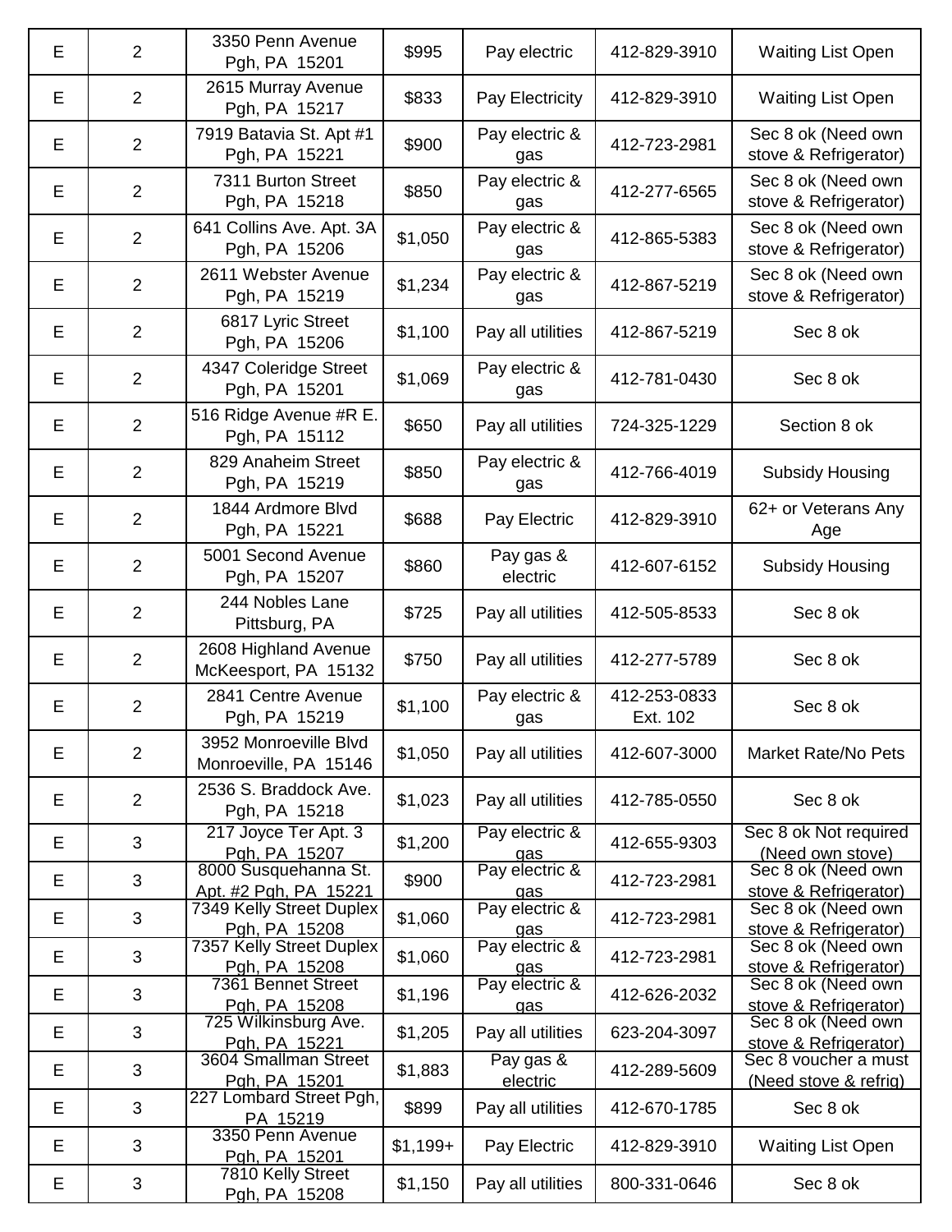| | | | | | | |
|---|---|---|---|---|---|---|
| E | 2 | 3350 Penn Avenue Pgh, PA 15201 | $995 | Pay electric | 412-829-3910 | Waiting List Open |
| E | 2 | 2615 Murray Avenue Pgh, PA 15217 | $833 | Pay Electricity | 412-829-3910 | Waiting List Open |
| E | 2 | 7919 Batavia St. Apt #1 Pgh, PA 15221 | $900 | Pay electric & gas | 412-723-2981 | Sec 8 ok (Need own stove & Refrigerator) |
| E | 2 | 7311 Burton Street Pgh, PA 15218 | $850 | Pay electric & gas | 412-277-6565 | Sec 8 ok (Need own stove & Refrigerator) |
| E | 2 | 641 Collins Ave. Apt. 3A Pgh, PA 15206 | $1,050 | Pay electric & gas | 412-865-5383 | Sec 8 ok (Need own stove & Refrigerator) |
| E | 2 | 2611 Webster Avenue Pgh, PA 15219 | $1,234 | Pay electric & gas | 412-867-5219 | Sec 8 ok (Need own stove & Refrigerator) |
| E | 2 | 6817 Lyric Street Pgh, PA 15206 | $1,100 | Pay all utilities | 412-867-5219 | Sec 8 ok |
| E | 2 | 4347 Coleridge Street Pgh, PA 15201 | $1,069 | Pay electric & gas | 412-781-0430 | Sec 8 ok |
| E | 2 | 516 Ridge Avenue #R E. Pgh, PA 15112 | $650 | Pay all utilities | 724-325-1229 | Section 8 ok |
| E | 2 | 829 Anaheim Street Pgh, PA 15219 | $850 | Pay electric & gas | 412-766-4019 | Subsidy Housing |
| E | 2 | 1844 Ardmore Blvd Pgh, PA 15221 | $688 | Pay Electric | 412-829-3910 | 62+ or Veterans Any Age |
| E | 2 | 5001 Second Avenue Pgh, PA 15207 | $860 | Pay gas & electric | 412-607-6152 | Subsidy Housing |
| E | 2 | 244 Nobles Lane Pittsburg, PA | $725 | Pay all utilities | 412-505-8533 | Sec 8 ok |
| E | 2 | 2608 Highland Avenue McKeesport, PA 15132 | $750 | Pay all utilities | 412-277-5789 | Sec 8 ok |
| E | 2 | 2841 Centre Avenue Pgh, PA 15219 | $1,100 | Pay electric & gas | 412-253-0833 Ext. 102 | Sec 8 ok |
| E | 2 | 3952 Monroeville Blvd Monroeville, PA 15146 | $1,050 | Pay all utilities | 412-607-3000 | Market Rate/No Pets |
| E | 2 | 2536 S. Braddock Ave. Pgh, PA 15218 | $1,023 | Pay all utilities | 412-785-0550 | Sec 8 ok |
| E | 3 | 217 Joyce Ter Apt. 3 Pgh, PA 15207 | $1,200 | Pay electric & gas | 412-655-9303 | Sec 8 ok Not required (Need own stove) |
| E | 3 | 8000 Susquehanna St. Apt. #2 Pgh, PA 15221 | $900 | Pay electric & gas | 412-723-2981 | Sec 8 ok (Need own stove & Refrigerator) |
| E | 3 | 7349 Kelly Street Duplex Pgh, PA 15208 | $1,060 | Pay electric & gas | 412-723-2981 | Sec 8 ok (Need own stove & Refrigerator) |
| E | 3 | 7357 Kelly Street Duplex Pgh, PA 15208 | $1,060 | Pay electric & gas | 412-723-2981 | Sec 8 ok (Need own stove & Refrigerator) |
| E | 3 | 7361 Bennet Street Pgh, PA 15208 | $1,196 | Pay electric & gas | 412-626-2032 | Sec 8 ok (Need own stove & Refrigerator) |
| E | 3 | 725 Wilkinsburg Ave. Pgh, PA 15221 | $1,205 | Pay all utilities | 623-204-3097 | Sec 8 ok (Need own stove & Refrigerator) |
| E | 3 | 3604 Smallman Street Pgh, PA 15201 | $1,883 | Pay gas & electric | 412-289-5609 | Sec 8 voucher a must (Need stove & refrig) |
| E | 3 | 227 Lombard Street Pgh, PA 15219 | $899 | Pay all utilities | 412-670-1785 | Sec 8 ok |
| E | 3 | 3350 Penn Avenue Pgh, PA 15201 | $1,199+ | Pay Electric | 412-829-3910 | Waiting List Open |
| E | 3 | 7810 Kelly Street Pgh, PA 15208 | $1,150 | Pay all utilities | 800-331-0646 | Sec 8 ok |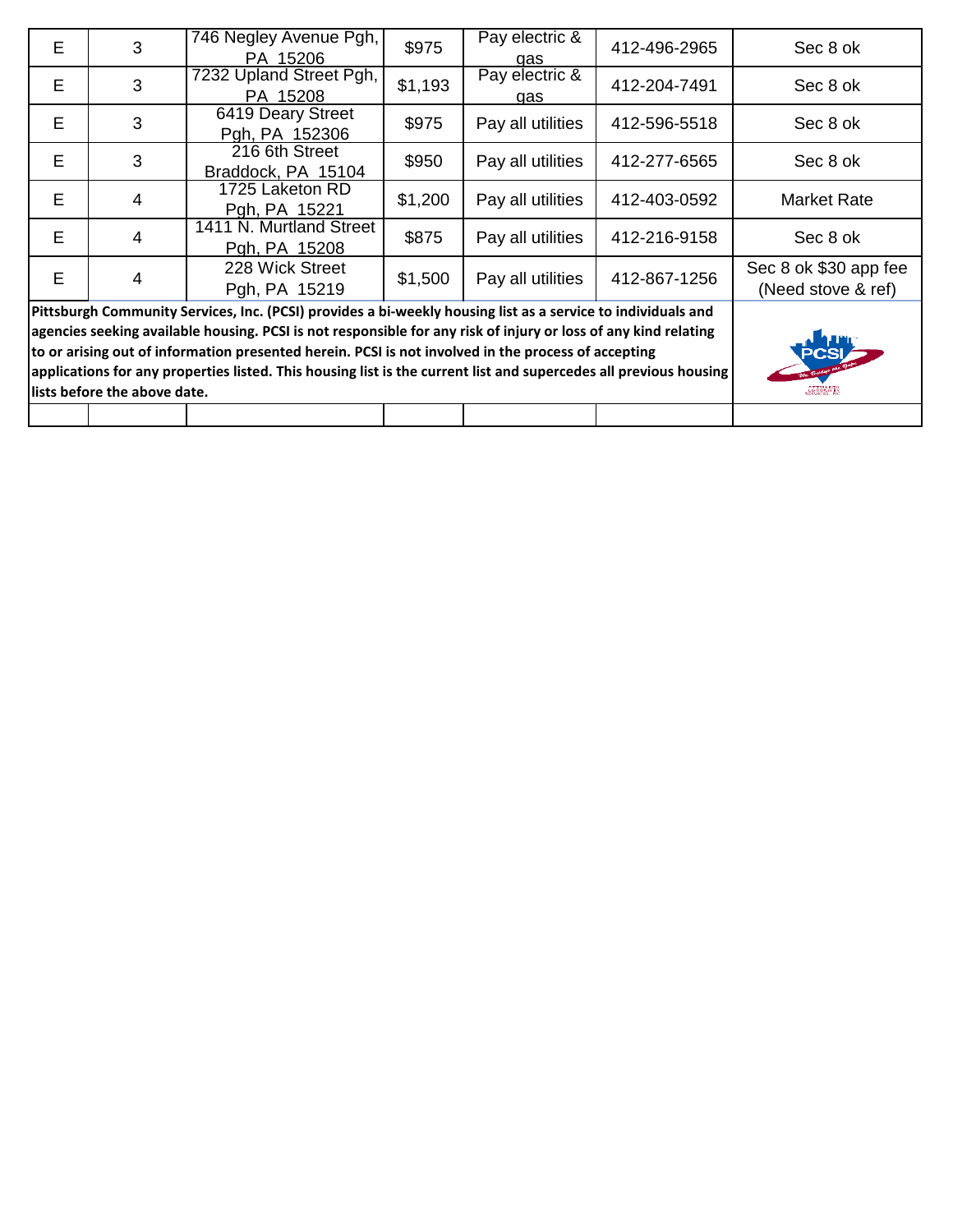| | | | | | | |
|---|---|---|---|---|---|---|
| E | 3 | 746 Negley Avenue Pgh, PA 15206 | $975 | Pay electric & gas | 412-496-2965 | Sec 8 ok |
| E | 3 | 7232 Upland Street Pgh, PA 15208 | $1,193 | Pay electric & gas | 412-204-7491 | Sec 8 ok |
| E | 3 | 6419 Deary Street Pgh, PA 152306 | $975 | Pay all utilities | 412-596-5518 | Sec 8 ok |
| E | 3 | 216 6th Street Braddock, PA 15104 | $950 | Pay all utilities | 412-277-6565 | Sec 8 ok |
| E | 4 | 1725 Laketon RD Pgh, PA 15221 | $1,200 | Pay all utilities | 412-403-0592 | Market Rate |
| E | 4 | 1411 N. Murtland Street Pgh, PA 15208 | $875 | Pay all utilities | 412-216-9158 | Sec 8 ok |
| E | 4 | 228 Wick Street Pgh, PA 15219 | $1,500 | Pay all utilities | 412-867-1256 | Sec 8 ok $30 app fee (Need stove & ref) |

**Pittsburgh Community Services, Inc. (PCSI) provides a bi-weekly housing list as a service to individuals and agencies seeking available housing. PCSI is not responsible for any risk of injury or loss of any kind relating to or arising out of information presented herein. PCSI is not involved in the process of accepting applications for any properties listed. This housing list is the current list and supercedes all previous housing lists before the above date.**